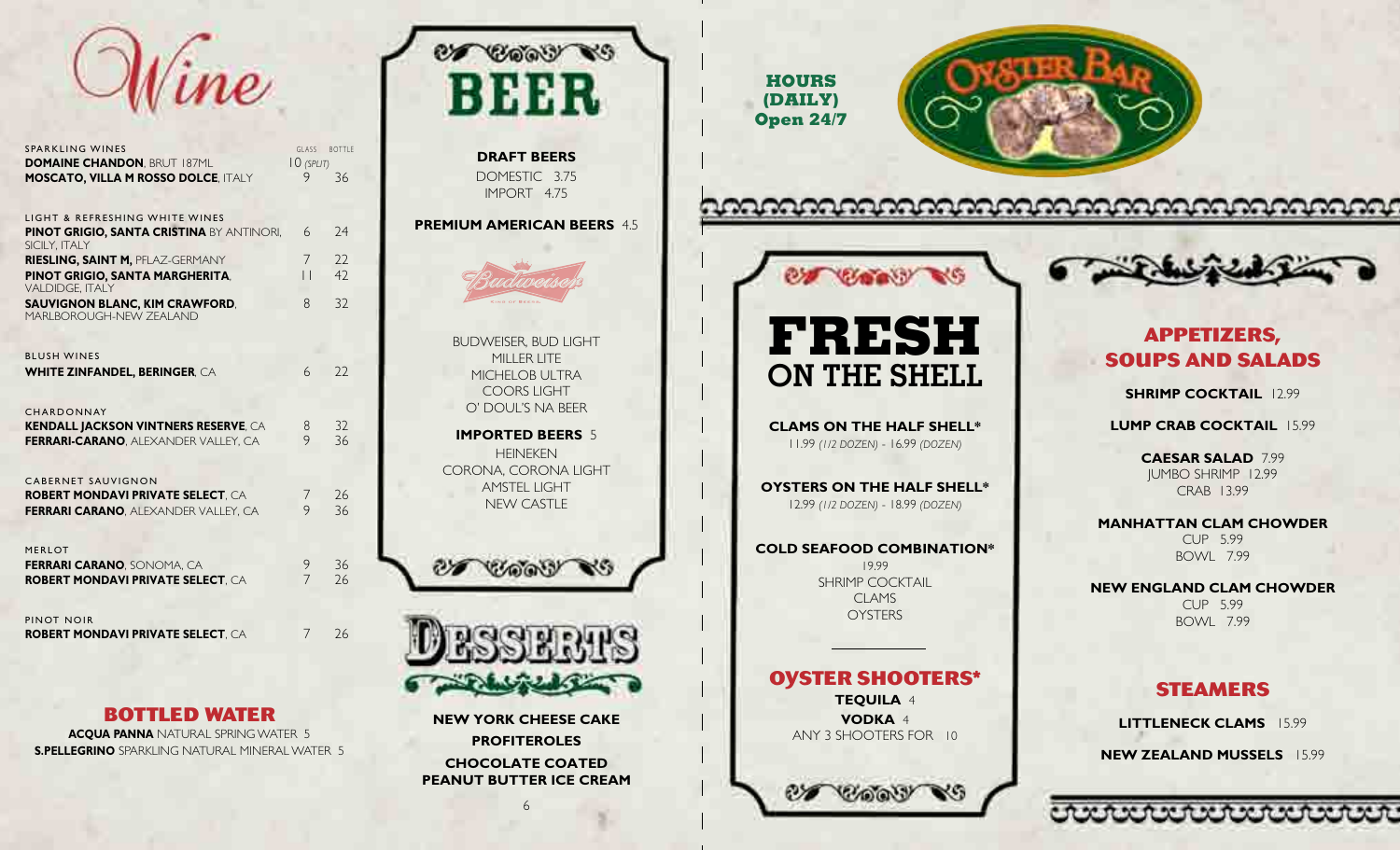# Wine

| SPARKLING WINES | GLASS | BOTTLE |
|---|---|---|
| **DOMAINE CHANDON**, BRUT 187ML | 10 *(SPLIT)* | |
| **MOSCATO, VILLA M ROSSO DOLCE**, ITALY | 9 | 36 |
| **LIGHT & REFRESHING WHITE WINES** | | |
| **PINOT GRIGIO, SANTA CRISTINA** BY ANTINORI, SICILY, ITALY | 6 | 24 |
| **RIESLING, SAINT M,** PFLAZ-GERMANY | 7 | 22 |
| **PINOT GRIGIO, SANTA MARGHERITA**, VALDIDGE, ITALY | 11 | 42 |
| **SAUVIGNON BLANC, KIM CRAWFORD**, MARLBOROUGH-NEW ZEALAND | 8 | 32 |
| **BLUSH WINES** | | |
| **WHITE ZINFANDEL, BERINGER**, CA | 6 | 22 |
| **CHARDONNAY** | | |
| **KENDALL JACKSON VINTNERS RESERVE**, CA | 8 | 32 |
| **FERRARI-CARANO**, ALEXANDER VALLEY, CA | 9 | 36 |
| **CABERNET SAUVIGNON** | | |
| **ROBERT MONDAVI PRIVATE SELECT**, CA | 7 | 26 |
| **FERRARI CARANO**, ALEXANDER VALLEY, CA | 9 | 36 |
| **MERLOT** | | |
| **FERRARI CARANO**, SONOMA, CA | 9 | 36 |
| **ROBERT MONDAVI PRIVATE SELECT**, CA | 7 | 26 |
| **PINOT NOIR** | | |
| **ROBERT MONDAVI PRIVATE SELECT**, CA | 7 | 26 |

## BOTTLED WATER

**ACQUA PANNA** NATURAL SPRING WATER 5
**S.PELLEGRINO** SPARKLING NATURAL MINERAL WATER 5

# BEER

**DRAFT BEERS**
DOMESTIC 3.75
IMPORT 4.75

**PREMIUM AMERICAN BEERS** 4.5

BUDWEISER, BUD LIGHT
MILLER LITE
MICHELOB ULTRA
COORS LIGHT
O' DOUL'S NA BEER

**IMPORTED BEERS** 5
HEINEKEN
CORONA, CORONA LIGHT
AMSTEL LIGHT
NEW CASTLE

# DESSERTS

**NEW YORK CHEESE CAKE**

**PROFITEROLES**

**CHOCOLATE COATED PEANUT BUTTER ICE CREAM**

**HOURS (DAILY)**
**Open 24/7**

# OYSTER BAR

# FRESH ON THE SHELL

**CLAMS ON THE HALF SHELL***
11.99 *(1/2 DOZEN)* - 16.99 *(DOZEN)*

**OYSTERS ON THE HALF SHELL***
12.99 *(1/2 DOZEN)* - 18.99 *(DOZEN)*

**COLD SEAFOOD COMBINATION***
19.99
SHRIMP COCKTAIL
CLAMS
OYSTERS

## OYSTER SHOOTERS*

**TEQUILA** 4
**VODKA** 4
ANY 3 SHOOTERS FOR 10

## APPETIZERS, SOUPS AND SALADS

**SHRIMP COCKTAIL** 12.99

**LUMP CRAB COCKTAIL** 15.99

**CAESAR SALAD** 7.99
JUMBO SHRIMP 12.99
CRAB 13.99

**MANHATTAN CLAM CHOWDER**
CUP 5.99
BOWL 7.99

**NEW ENGLAND CLAM CHOWDER**
CUP 5.99
BOWL 7.99

## STEAMERS

**LITTLENECK CLAMS** 15.99

**NEW ZEALAND MUSSELS** 15.99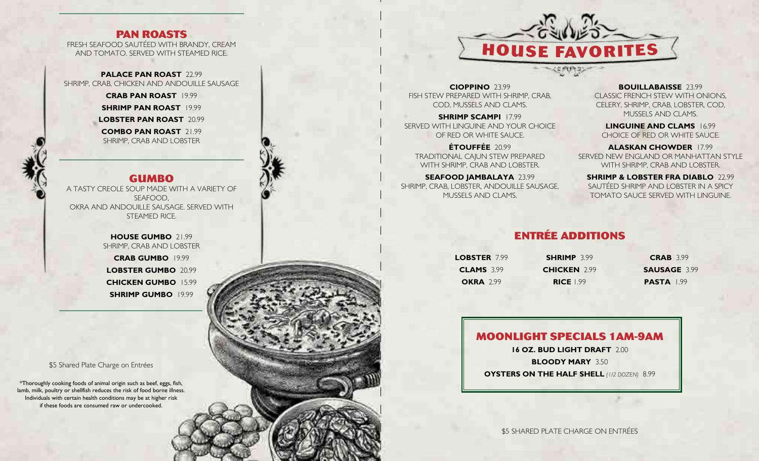## PAN ROASTS

FRESH SEAFOOD SAUTÉED WITH BRANDY, CREAM AND TOMATO. SERVED WITH STEAMED RICE.

**PALACE PAN ROAST** 22.99
SHRIMP, CRAB, CHICKEN AND ANDOUILLE SAUSAGE

**CRAB PAN ROAST** 19.99

**SHRIMP PAN ROAST** 19.99

**LOBSTER PAN ROAST** 20.99

**COMBO PAN ROAST** 21.99
SHRIMP, CRAB AND LOBSTER

## GUMBO

A TASTY CREOLE SOUP MADE WITH A VARIETY OF SEAFOOD,
OKRA AND ANDOUILLE SAUSAGE. SERVED WITH STEAMED RICE.

**HOUSE GUMBO** 21.99
SHRIMP, CRAB AND LOBSTER

**CRAB GUMBO** 19.99

**LOBSTER GUMBO** 20.99

**CHICKEN GUMBO** 15.99

**SHRIMP GUMBO** 19.99

$5 Shared Plate Charge on Entrées

*Thoroughly cooking foods of animal origin such as beef, eggs, fish, lamb, milk, poultry or shellfish reduces the risk of food borne illness. Individuals with certain health conditions may be at higher risk if these foods are consumed raw or undercooked.

## HOUSE FAVORITES

**CIOPPINO** 23.99
FISH STEW PREPARED WITH SHRIMP, CRAB, COD, MUSSELS AND CLAMS.

**SHRIMP SCAMPI** 17.99
SERVED WITH LINGUINE AND YOUR CHOICE OF RED OR WHITE SAUCE.

**ÉTOUFFÉE** 20.99
TRADITIONAL CAJUN STEW PREPARED WITH SHRIMP, CRAB AND LOBSTER.

**SEAFOOD JAMBALAYA** 23.99
SHRIMP, CRAB, LOBSTER, ANDOUILLE SAUSAGE, MUSSELS AND CLAMS.

**BOUILLABAISSE** 23.99
CLASSIC FRENCH STEW WITH ONIONS, CELERY, SHRIMP, CRAB, LOBSTER, COD, MUSSELS AND CLAMS.

**LINGUINE AND CLAMS** 16.99
CHOICE OF RED OR WHITE SAUCE.

**ALASKAN CHOWDER** 17.99
SERVED NEW ENGLAND OR MANHATTAN STYLE WITH SHRIMP, CRAB AND LOBSTER.

**SHRIMP & LOBSTER FRA DIABLO** 22.99
SAUTÉED SHRIMP AND LOBSTER IN A SPICY TOMATO SAUCE SERVED WITH LINGUINE.

## ENTRÉE ADDITIONS

| | | |
|---|---|---|
| **LOBSTER** 7.99 | **SHRIMP** 3.99 | **CRAB** 3.99 |
| **CLAMS** 3.99 | **CHICKEN** 2.99 | **SAUSAGE** 3.99 |
| **OKRA** 2.99 | **RICE** 1.99 | **PASTA** 1.99 |

## MOONLIGHT SPECIALS 1AM-9AM

**16 OZ. BUD LIGHT DRAFT** 2.00

**BLOODY MARY** 3.50

**OYSTERS ON THE HALF SHELL** *(1/2 DOZEN)* 8.99

$5 SHARED PLATE CHARGE ON ENTRÉES